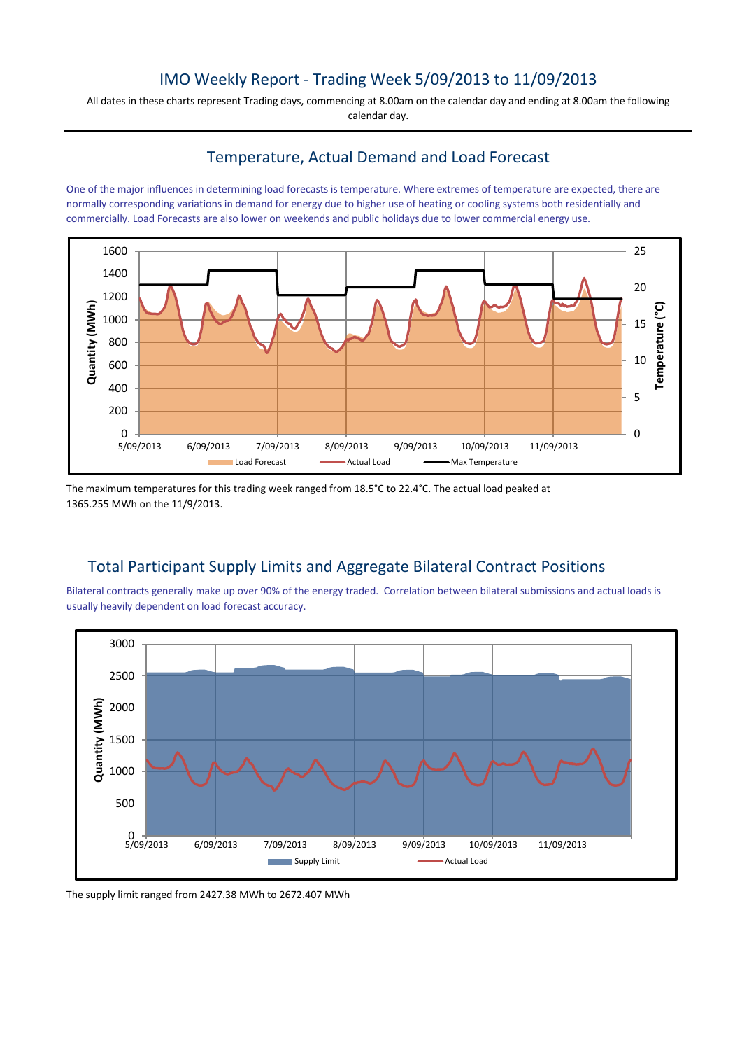# IMO Weekly Report - Trading Week 5/09/2013 to 11/09/2013

All dates in these charts represent Trading days, commencing at 8.00am on the calendar day and ending at 8.00am the following calendar day.

## Temperature, Actual Demand and Load Forecast

One of the major influences in determining load forecasts is temperature. Where extremes of temperature are expected, there are normally corresponding variations in demand for energy due to higher use of heating or cooling systems both residentially and commercially. Load Forecasts are also lower on weekends and public holidays due to lower commercial energy use.

The maximum temperatures for this trading week ranged from 18.5°C to 22.4°C. The actual load peaked at 1365.255 MWh on the 11/9/2013.

## Total Participant Supply Limits and Aggregate Bilateral Contract Positions

Bilateral contracts generally make up over 90% of the energy traded. Correlation between bilateral submissions and actual loads is usually heavily dependent on load forecast accuracy.

The supply limit ranged from 2427.38 MWh to 2672.407 MWh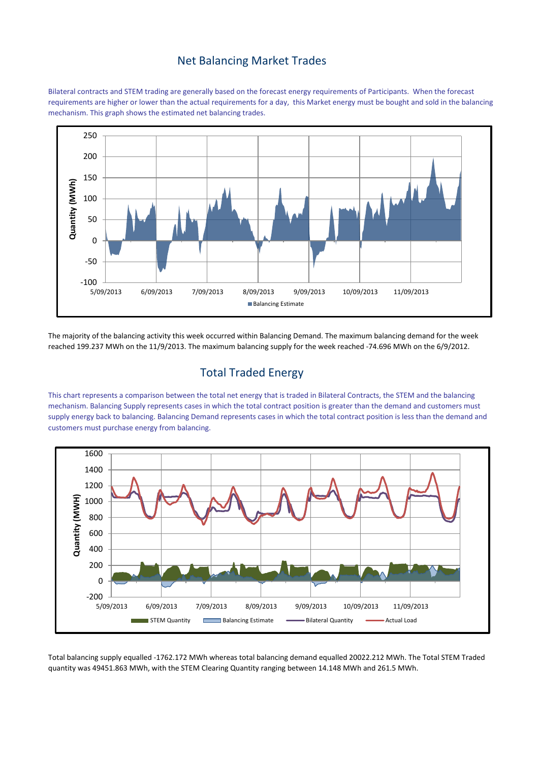## Net Balancing Market Trades

Bilateral contracts and STEM trading are generally based on the forecast energy requirements of Participants. When the forecast requirements are higher or lower than the actual requirements for a day, this Market energy must be bought and sold in the balancing mechanism. This graph shows the estimated net balancing trades.

The majority of the balancing activity this week occurred within Balancing Demand. The maximum balancing demand for the week reached 199.237 MWh on the 11/9/2013. The maximum balancing supply for the week reached -74.696 MWh on the 6/9/2012.

## Total Traded Energy

This chart represents a comparison between the total net energy that is traded in Bilateral Contracts, the STEM and the balancing mechanism. Balancing Supply represents cases in which the total contract position is greater than the demand and customers must supply energy back to balancing. Balancing Demand represents cases in which the total contract position is less than the demand and customers must purchase energy from balancing.

Total balancing supply equalled -1762.172 MWh whereas total balancing demand equalled 20022.212 MWh. The Total STEM Traded quantity was 49451.863 MWh, with the STEM Clearing Quantity ranging between 14.148 MWh and 261.5 MWh.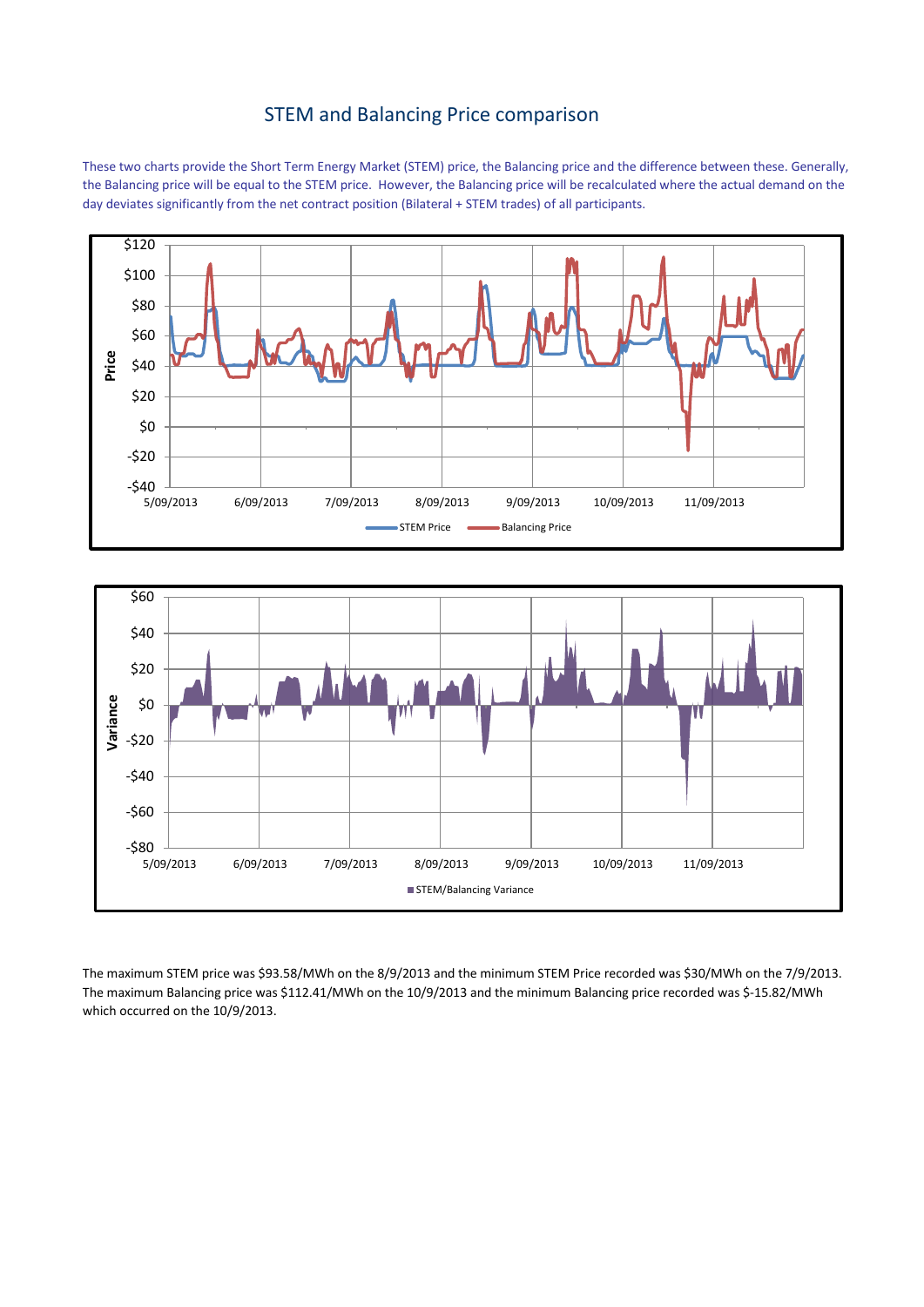# STEM and Balancing Price comparison

These two charts provide the Short Term Energy Market (STEM) price, the Balancing price and the difference between these. Generally, the Balancing price will be equal to the STEM price. However, the Balancing price will be recalculated where the actual demand on the day deviates significantly from the net contract position (Bilateral + STEM trades) of all participants.

Price

$120
$100
$80
$60
$40
$20
$0
-$20
-$40

5/09/2013
6/09/2013
7/09/2013
8/09/2013
9/09/2013
10/09/2013
11/09/2013

STEM Price
Balancing Price

Variance

$60
$40
$20
$0
-$20
-$40
-$60
-$80

5/09/2013
6/09/2013
7/09/2013
8/09/2013
9/09/2013
10/09/2013
11/09/2013

STEM/Balancing Variance

The maximum STEM price was $93.58/MWh on the 8/9/2013 and the minimum STEM Price recorded was $30/MWh on the 7/9/2013. The maximum Balancing price was $112.41/MWh on the 10/9/2013 and the minimum Balancing price recorded was $-15.82/MWh which occurred on the 10/9/2013.